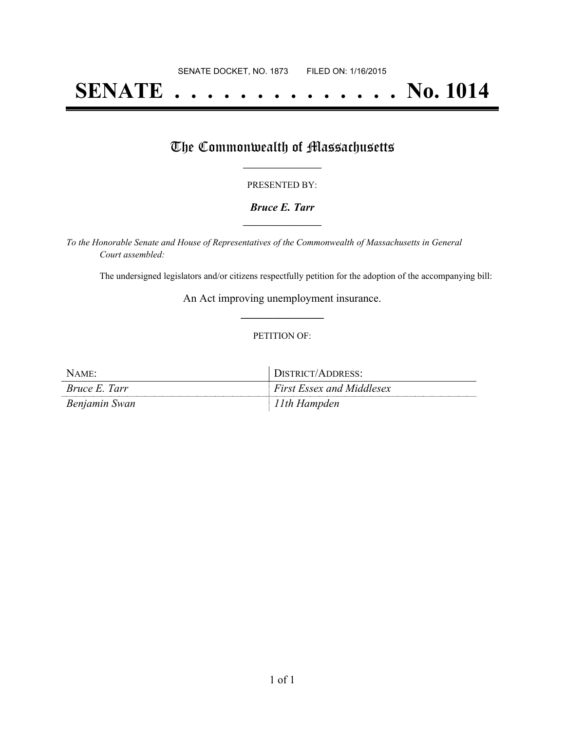SENATE DOCKET, NO. 1873 FILED ON: 1/16/2015

# SENATE . . . . . . . . . . . . . . No. 1014

## The Commonwealth of Massachusetts

PRESENTED BY:

***Bruce E. Tarr***

*To the Honorable Senate and House of Representatives of the Commonwealth of Massachusetts in General Court assembled:*

The undersigned legislators and/or citizens respectfully petition for the adoption of the accompanying bill:

An Act improving unemployment insurance.

PETITION OF:

| NAME: | DISTRICT/ADDRESS: |
|---|---|
| *Bruce E. Tarr* | *First Essex and Middlesex* |
| *Benjamin Swan* | *11th Hampden* |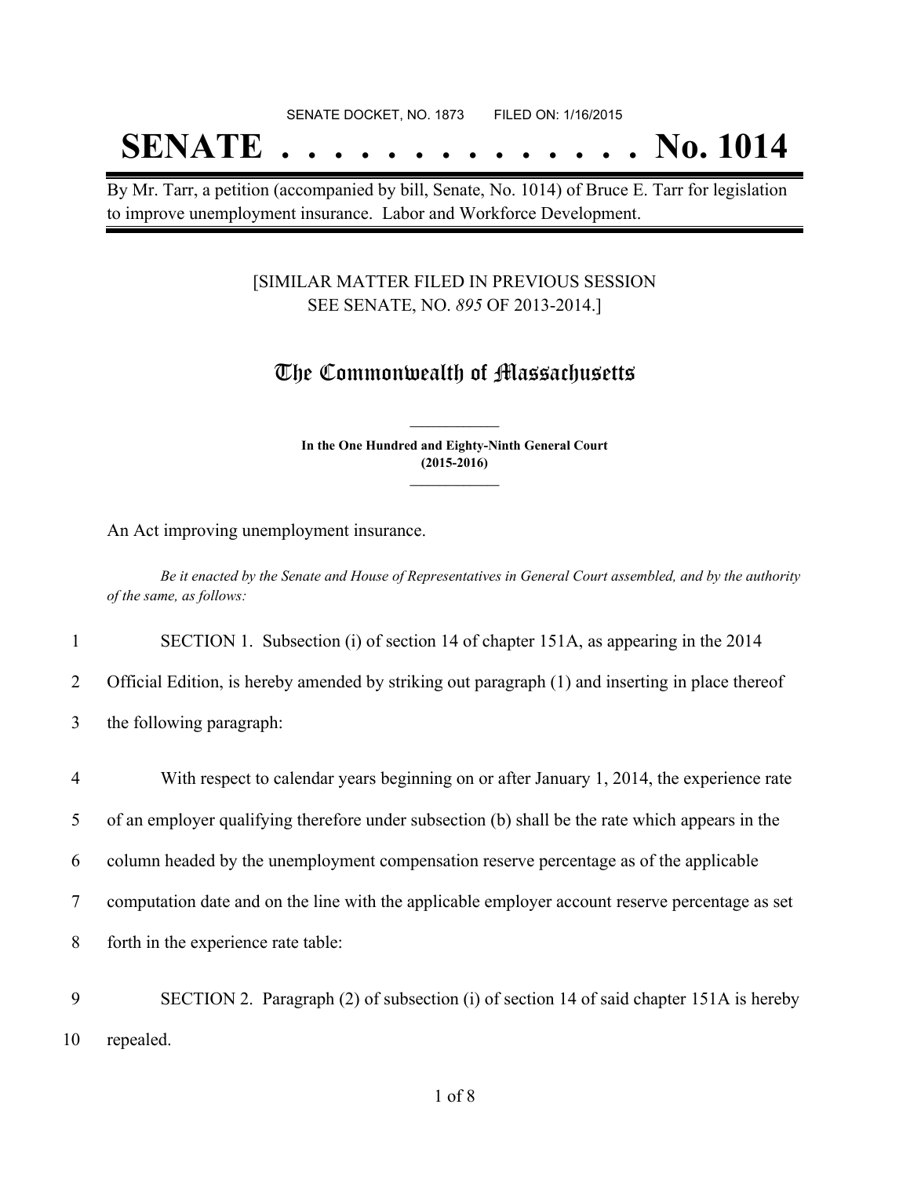SENATE DOCKET, NO. 1873        FILED ON: 1/16/2015

# SENATE . . . . . . . . . . . . . . No. 1014

By Mr. Tarr, a petition (accompanied by bill, Senate, No. 1014) of Bruce E. Tarr for legislation to improve unemployment insurance. Labor and Workforce Development.

[SIMILAR MATTER FILED IN PREVIOUS SESSION
SEE SENATE, NO. *895* OF 2013-2014.]

## The Commonwealth of Massachusetts

**In the One Hundred and Eighty-Ninth General Court
(2015-2016)**

An Act improving unemployment insurance.

*Be it enacted by the Senate and House of Representatives in General Court assembled, and by the authority of the same, as follows:*

1 SECTION 1. Subsection (i) of section 14 of chapter 151A, as appearing in the 2014
2 Official Edition, is hereby amended by striking out paragraph (1) and inserting in place thereof
3 the following paragraph:

4 With respect to calendar years beginning on or after January 1, 2014, the experience rate
5 of an employer qualifying therefore under subsection (b) shall be the rate which appears in the
6 column headed by the unemployment compensation reserve percentage as of the applicable
7 computation date and on the line with the applicable employer account reserve percentage as set
8 forth in the experience rate table:

9 SECTION 2. Paragraph (2) of subsection (i) of section 14 of said chapter 151A is hereby
10 repealed.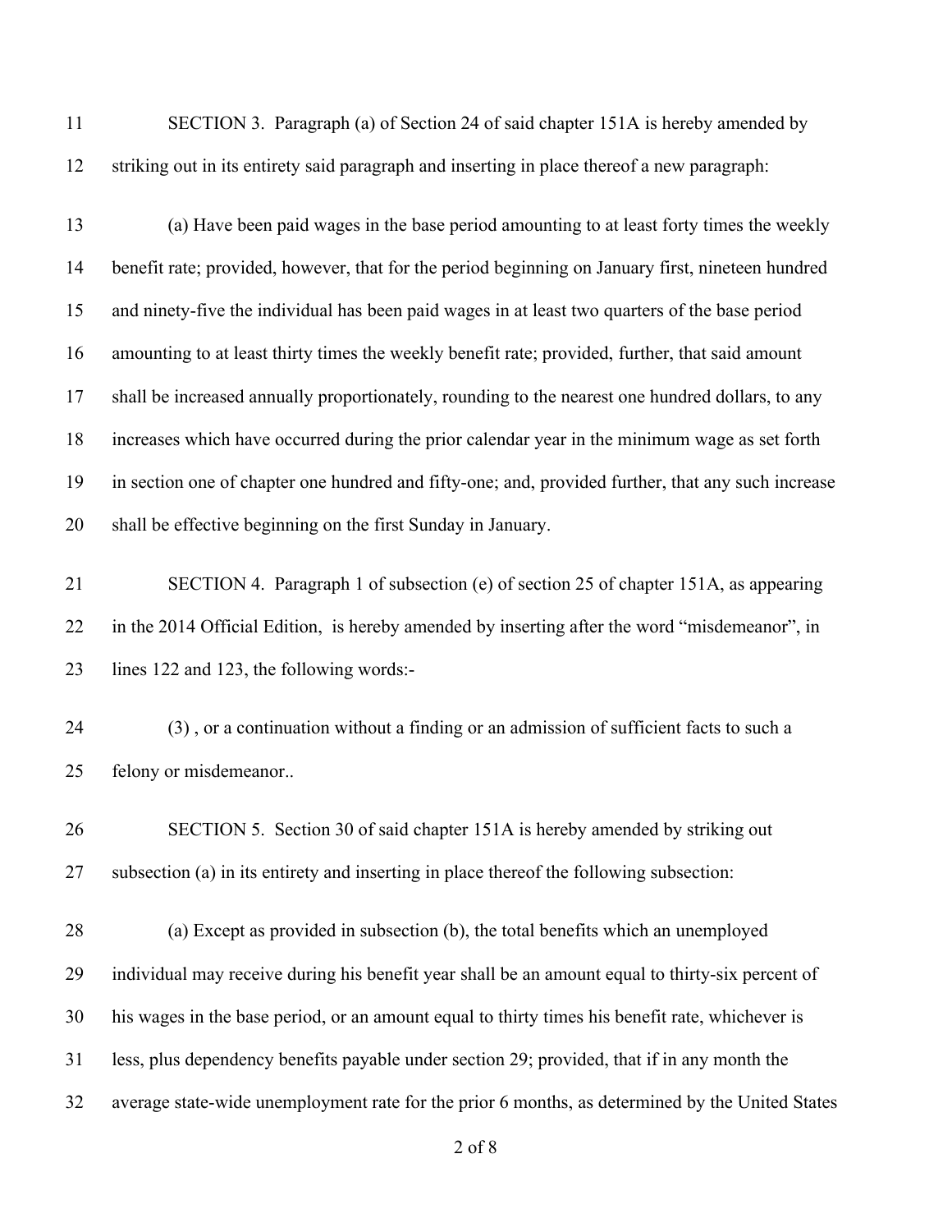SECTION 3. Paragraph (a) of Section 24 of said chapter 151A is hereby amended by striking out in its entirety said paragraph and inserting in place thereof a new paragraph:

(a) Have been paid wages in the base period amounting to at least forty times the weekly benefit rate; provided, however, that for the period beginning on January first, nineteen hundred and ninety-five the individual has been paid wages in at least two quarters of the base period amounting to at least thirty times the weekly benefit rate; provided, further, that said amount shall be increased annually proportionately, rounding to the nearest one hundred dollars, to any increases which have occurred during the prior calendar year in the minimum wage as set forth in section one of chapter one hundred and fifty-one; and, provided further, that any such increase shall be effective beginning on the first Sunday in January.

SECTION 4. Paragraph 1 of subsection (e) of section 25 of chapter 151A, as appearing in the 2014 Official Edition, is hereby amended by inserting after the word "misdemeanor", in lines 122 and 123, the following words:-

(3) , or a continuation without a finding or an admission of sufficient facts to such a felony or misdemeanor..

SECTION 5. Section 30 of said chapter 151A is hereby amended by striking out subsection (a) in its entirety and inserting in place thereof the following subsection:

(a) Except as provided in subsection (b), the total benefits which an unemployed individual may receive during his benefit year shall be an amount equal to thirty-six percent of his wages in the base period, or an amount equal to thirty times his benefit rate, whichever is less, plus dependency benefits payable under section 29; provided, that if in any month the average state-wide unemployment rate for the prior 6 months, as determined by the United States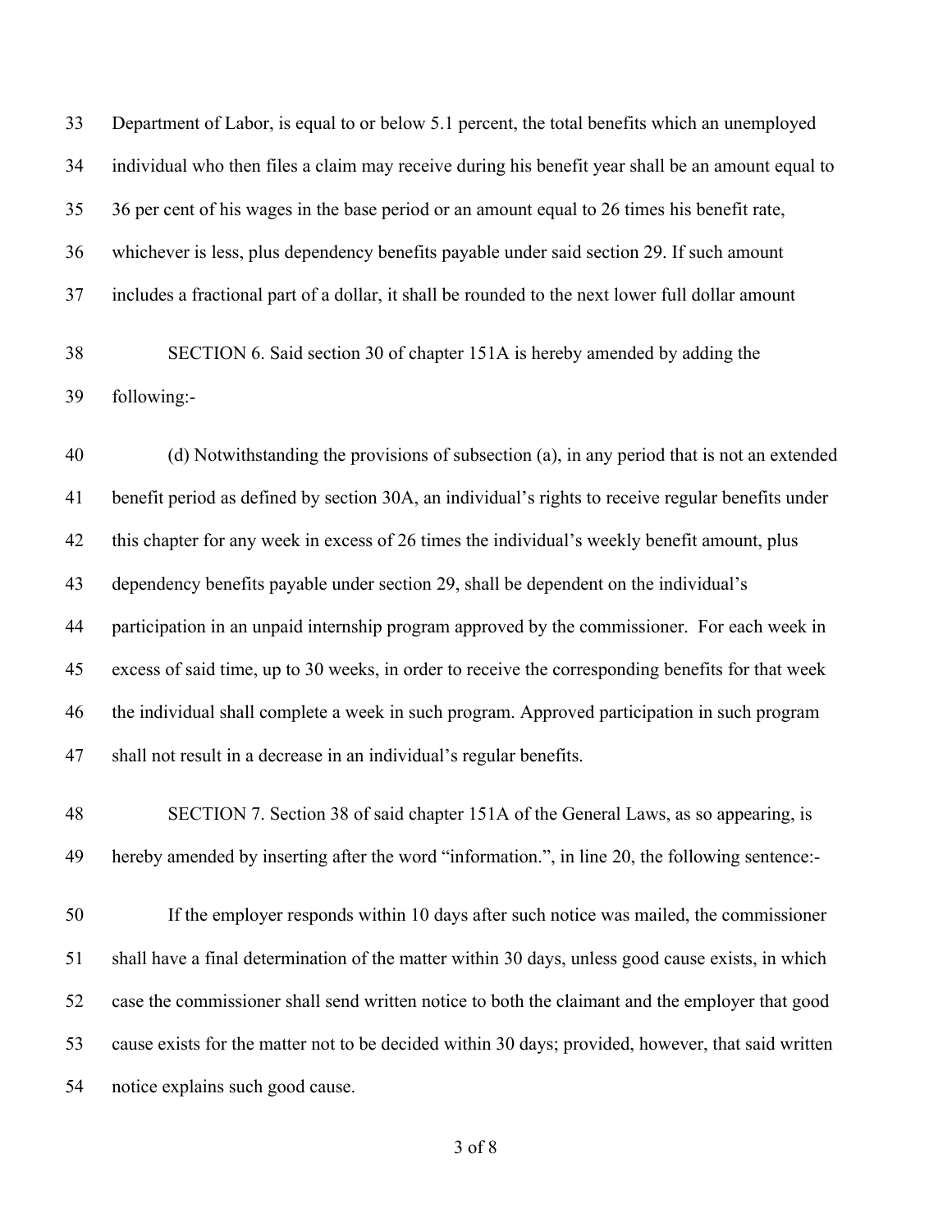Department of Labor, is equal to or below 5.1 percent, the total benefits which an unemployed individual who then files a claim may receive during his benefit year shall be an amount equal to 36 per cent of his wages in the base period or an amount equal to 26 times his benefit rate, whichever is less, plus dependency benefits payable under said section 29. If such amount includes a fractional part of a dollar, it shall be rounded to the next lower full dollar amount

SECTION 6. Said section 30 of chapter 151A is hereby amended by adding the following:-

(d) Notwithstanding the provisions of subsection (a), in any period that is not an extended benefit period as defined by section 30A, an individual's rights to receive regular benefits under this chapter for any week in excess of 26 times the individual's weekly benefit amount, plus dependency benefits payable under section 29, shall be dependent on the individual's participation in an unpaid internship program approved by the commissioner. For each week in excess of said time, up to 30 weeks, in order to receive the corresponding benefits for that week the individual shall complete a week in such program. Approved participation in such program shall not result in a decrease in an individual's regular benefits.

SECTION 7. Section 38 of said chapter 151A of the General Laws, as so appearing, is hereby amended by inserting after the word "information.", in line 20, the following sentence:-

If the employer responds within 10 days after such notice was mailed, the commissioner shall have a final determination of the matter within 30 days, unless good cause exists, in which case the commissioner shall send written notice to both the claimant and the employer that good cause exists for the matter not to be decided within 30 days; provided, however, that said written notice explains such good cause.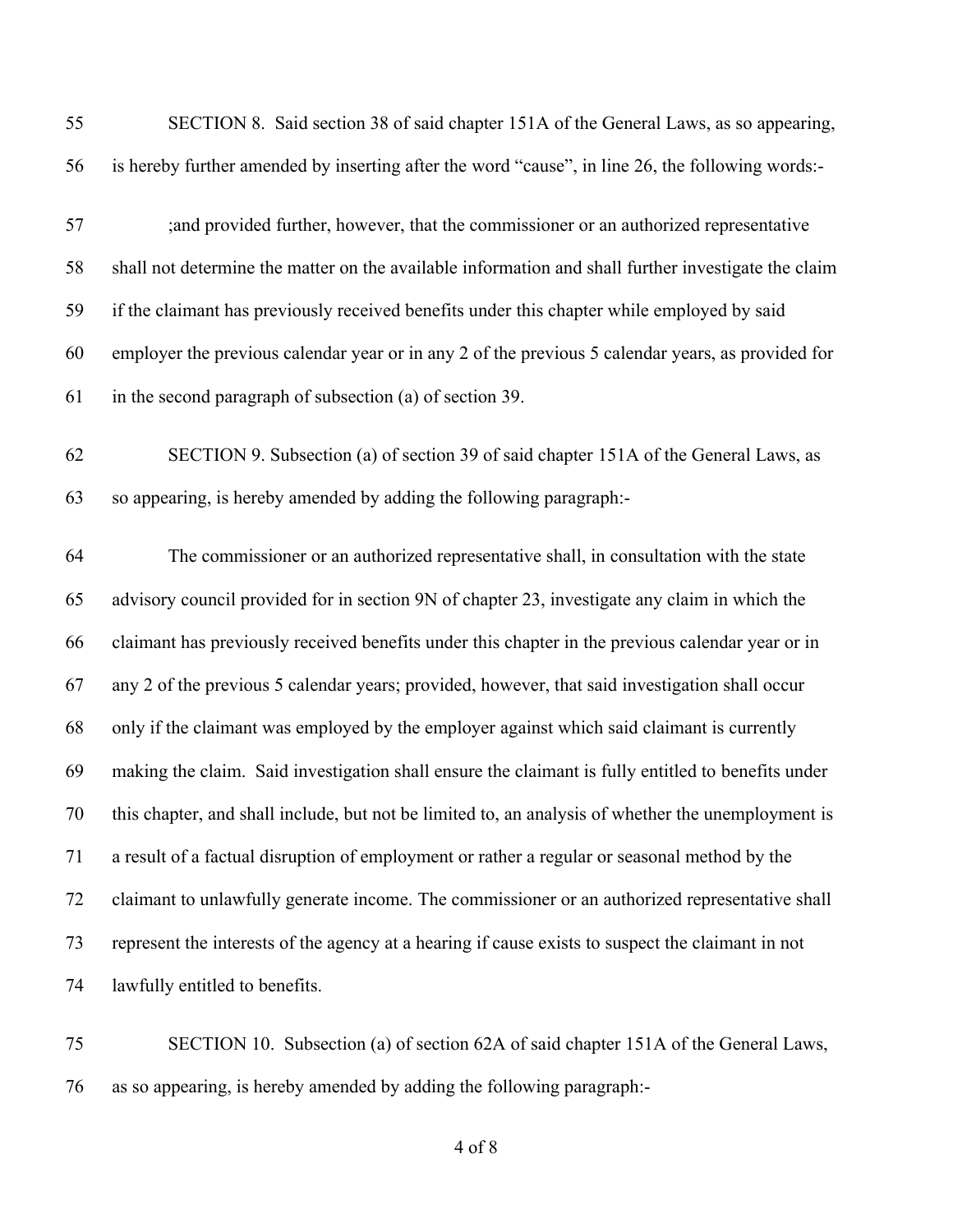SECTION 8. Said section 38 of said chapter 151A of the General Laws, as so appearing, is hereby further amended by inserting after the word "cause", in line 26, the following words:-

;and provided further, however, that the commissioner or an authorized representative shall not determine the matter on the available information and shall further investigate the claim if the claimant has previously received benefits under this chapter while employed by said employer the previous calendar year or in any 2 of the previous 5 calendar years, as provided for in the second paragraph of subsection (a) of section 39.

SECTION 9. Subsection (a) of section 39 of said chapter 151A of the General Laws, as so appearing, is hereby amended by adding the following paragraph:-

The commissioner or an authorized representative shall, in consultation with the state advisory council provided for in section 9N of chapter 23, investigate any claim in which the claimant has previously received benefits under this chapter in the previous calendar year or in any 2 of the previous 5 calendar years; provided, however, that said investigation shall occur only if the claimant was employed by the employer against which said claimant is currently making the claim. Said investigation shall ensure the claimant is fully entitled to benefits under this chapter, and shall include, but not be limited to, an analysis of whether the unemployment is a result of a factual disruption of employment or rather a regular or seasonal method by the claimant to unlawfully generate income. The commissioner or an authorized representative shall represent the interests of the agency at a hearing if cause exists to suspect the claimant in not lawfully entitled to benefits.

SECTION 10. Subsection (a) of section 62A of said chapter 151A of the General Laws, as so appearing, is hereby amended by adding the following paragraph:-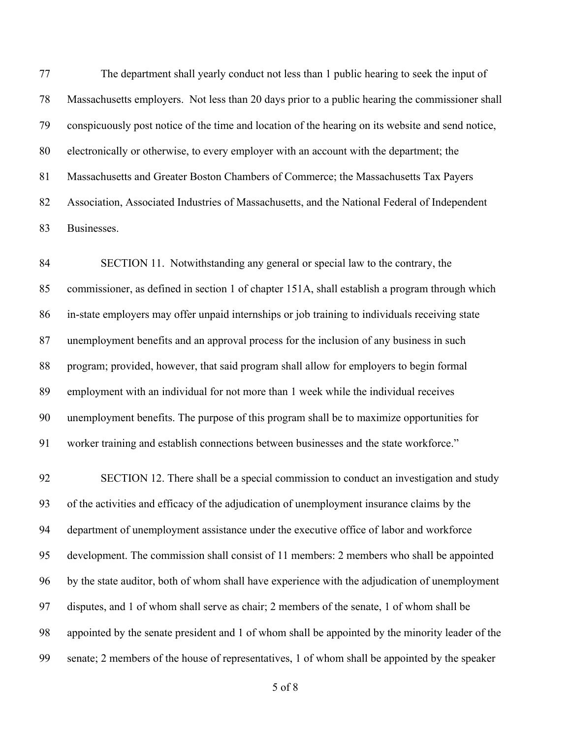The department shall yearly conduct not less than 1 public hearing to seek the input of Massachusetts employers. Not less than 20 days prior to a public hearing the commissioner shall conspicuously post notice of the time and location of the hearing on its website and send notice, electronically or otherwise, to every employer with an account with the department; the Massachusetts and Greater Boston Chambers of Commerce; the Massachusetts Tax Payers Association, Associated Industries of Massachusetts, and the National Federal of Independent Businesses.

SECTION 11. Notwithstanding any general or special law to the contrary, the commissioner, as defined in section 1 of chapter 151A, shall establish a program through which in-state employers may offer unpaid internships or job training to individuals receiving state unemployment benefits and an approval process for the inclusion of any business in such program; provided, however, that said program shall allow for employers to begin formal employment with an individual for not more than 1 week while the individual receives unemployment benefits. The purpose of this program shall be to maximize opportunities for worker training and establish connections between businesses and the state workforce."

SECTION 12. There shall be a special commission to conduct an investigation and study of the activities and efficacy of the adjudication of unemployment insurance claims by the department of unemployment assistance under the executive office of labor and workforce development. The commission shall consist of 11 members: 2 members who shall be appointed by the state auditor, both of whom shall have experience with the adjudication of unemployment disputes, and 1 of whom shall serve as chair; 2 members of the senate, 1 of whom shall be appointed by the senate president and 1 of whom shall be appointed by the minority leader of the senate; 2 members of the house of representatives, 1 of whom shall be appointed by the speaker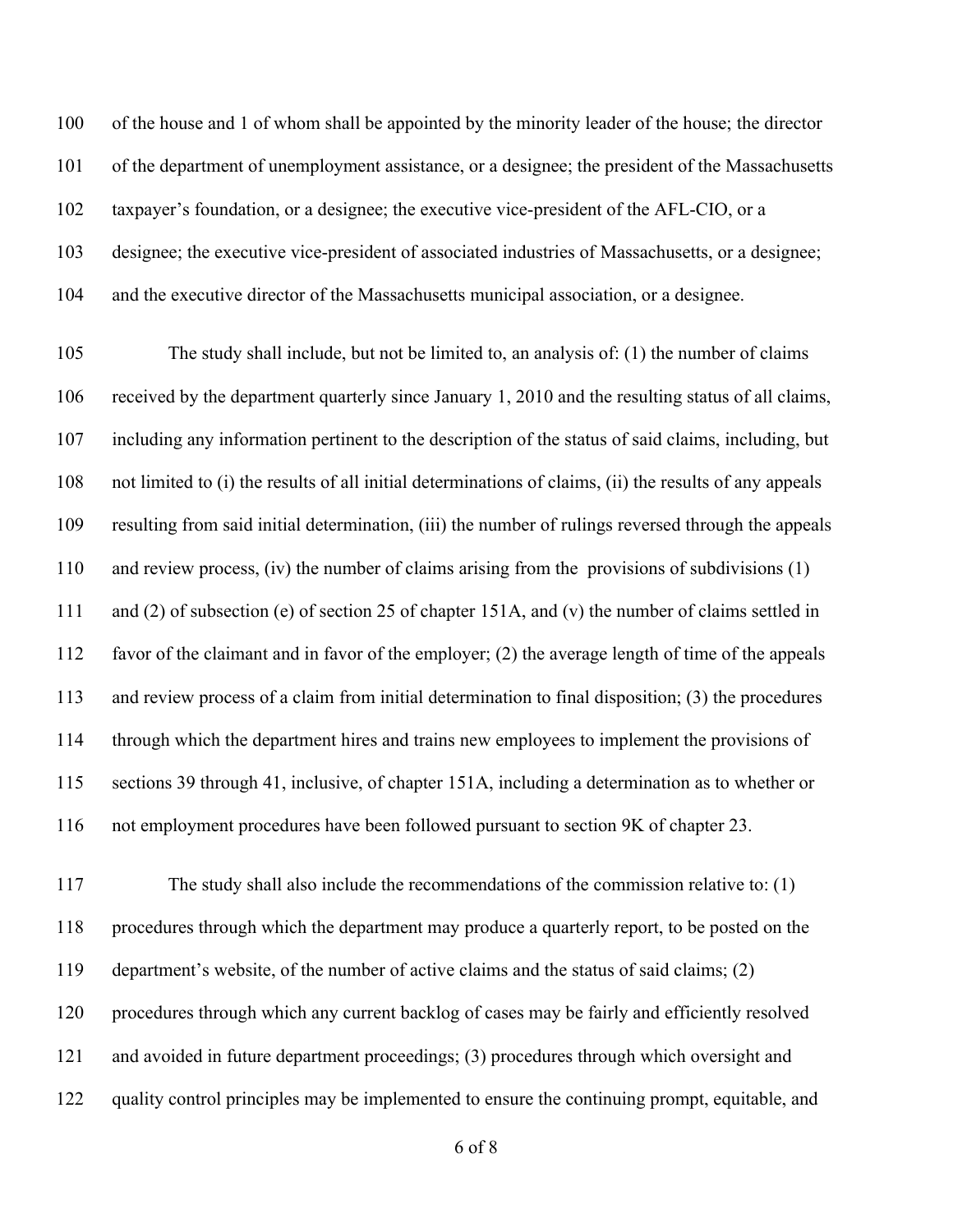of the house and 1 of whom shall be appointed by the minority leader of the house; the director of the department of unemployment assistance, or a designee; the president of the Massachusetts taxpayer's foundation, or a designee; the executive vice-president of the AFL-CIO, or a designee; the executive vice-president of associated industries of Massachusetts, or a designee; and the executive director of the Massachusetts municipal association, or a designee.

The study shall include, but not be limited to, an analysis of: (1) the number of claims received by the department quarterly since January 1, 2010 and the resulting status of all claims, including any information pertinent to the description of the status of said claims, including, but not limited to (i) the results of all initial determinations of claims, (ii) the results of any appeals resulting from said initial determination, (iii) the number of rulings reversed through the appeals and review process, (iv) the number of claims arising from the provisions of subdivisions (1) and (2) of subsection (e) of section 25 of chapter 151A, and (v) the number of claims settled in favor of the claimant and in favor of the employer; (2) the average length of time of the appeals and review process of a claim from initial determination to final disposition; (3) the procedures through which the department hires and trains new employees to implement the provisions of sections 39 through 41, inclusive, of chapter 151A, including a determination as to whether or not employment procedures have been followed pursuant to section 9K of chapter 23.

The study shall also include the recommendations of the commission relative to: (1) procedures through which the department may produce a quarterly report, to be posted on the department's website, of the number of active claims and the status of said claims; (2) procedures through which any current backlog of cases may be fairly and efficiently resolved and avoided in future department proceedings; (3) procedures through which oversight and quality control principles may be implemented to ensure the continuing prompt, equitable, and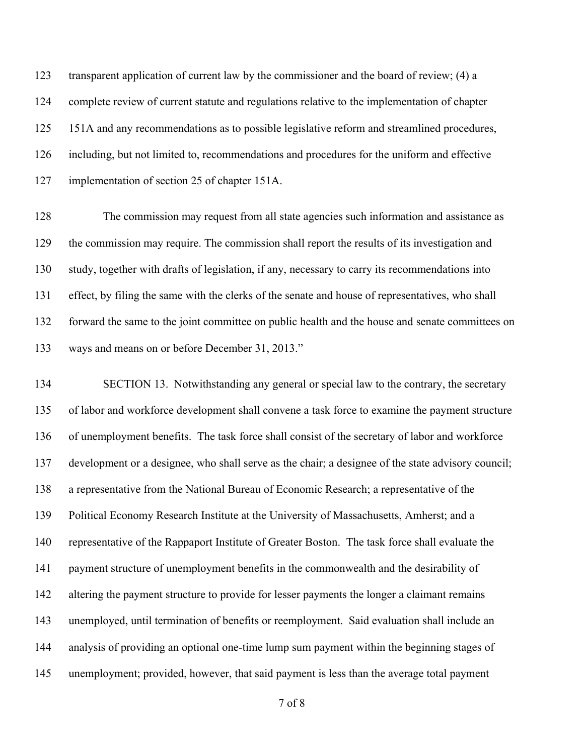transparent application of current law by the commissioner and the board of review; (4) a complete review of current statute and regulations relative to the implementation of chapter 151A and any recommendations as to possible legislative reform and streamlined procedures, including, but not limited to, recommendations and procedures for the uniform and effective implementation of section 25 of chapter 151A.

The commission may request from all state agencies such information and assistance as the commission may require. The commission shall report the results of its investigation and study, together with drafts of legislation, if any, necessary to carry its recommendations into effect, by filing the same with the clerks of the senate and house of representatives, who shall forward the same to the joint committee on public health and the house and senate committees on ways and means on or before December 31, 2013."

SECTION 13. Notwithstanding any general or special law to the contrary, the secretary of labor and workforce development shall convene a task force to examine the payment structure of unemployment benefits. The task force shall consist of the secretary of labor and workforce development or a designee, who shall serve as the chair; a designee of the state advisory council; a representative from the National Bureau of Economic Research; a representative of the Political Economy Research Institute at the University of Massachusetts, Amherst; and a representative of the Rappaport Institute of Greater Boston. The task force shall evaluate the payment structure of unemployment benefits in the commonwealth and the desirability of altering the payment structure to provide for lesser payments the longer a claimant remains unemployed, until termination of benefits or reemployment. Said evaluation shall include an analysis of providing an optional one-time lump sum payment within the beginning stages of unemployment; provided, however, that said payment is less than the average total payment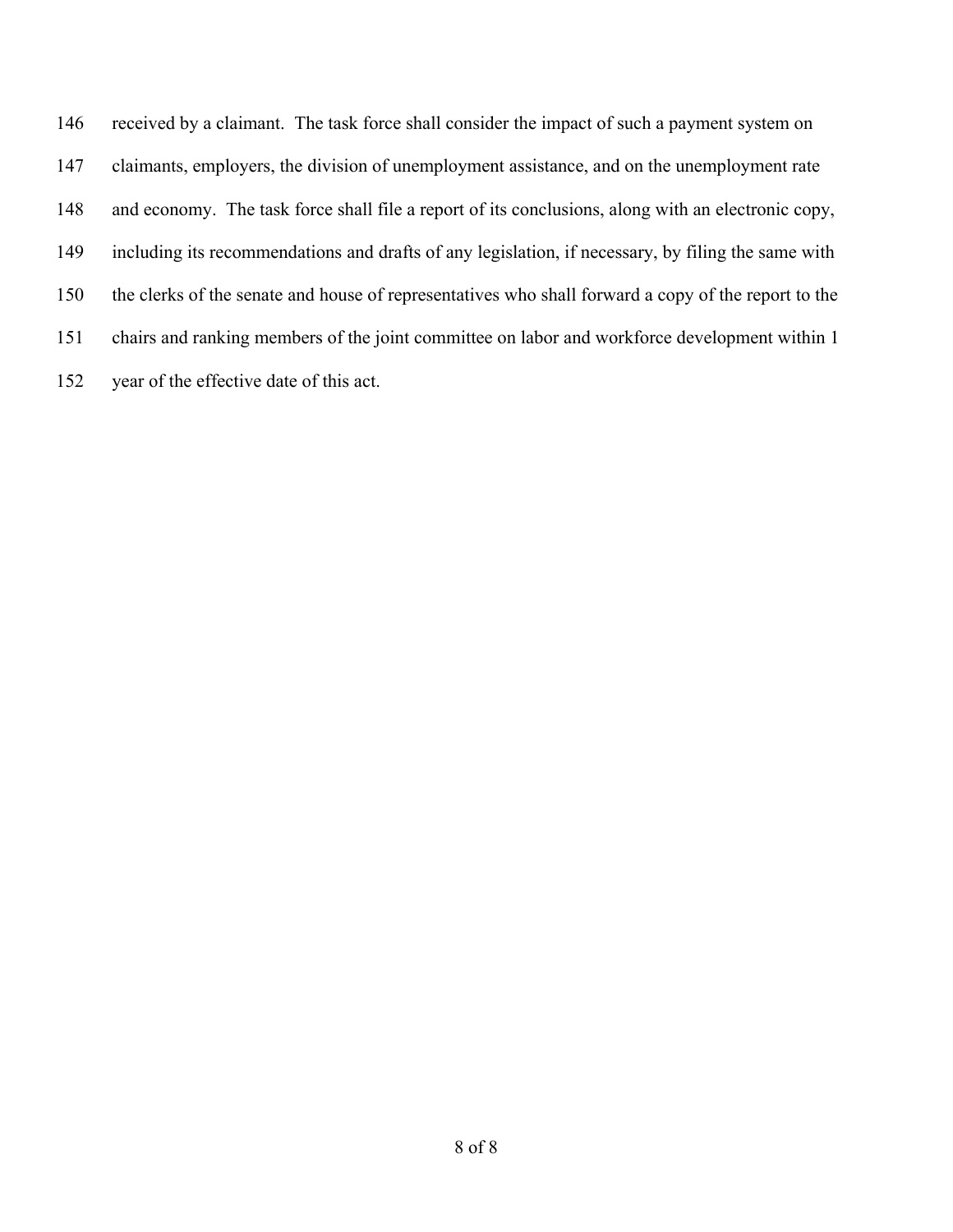146 received by a claimant. The task force shall consider the impact of such a payment system on

147 claimants, employers, the division of unemployment assistance, and on the unemployment rate

148 and economy. The task force shall file a report of its conclusions, along with an electronic copy,

149 including its recommendations and drafts of any legislation, if necessary, by filing the same with

150 the clerks of the senate and house of representatives who shall forward a copy of the report to the

151 chairs and ranking members of the joint committee on labor and workforce development within 1

152 year of the effective date of this act.